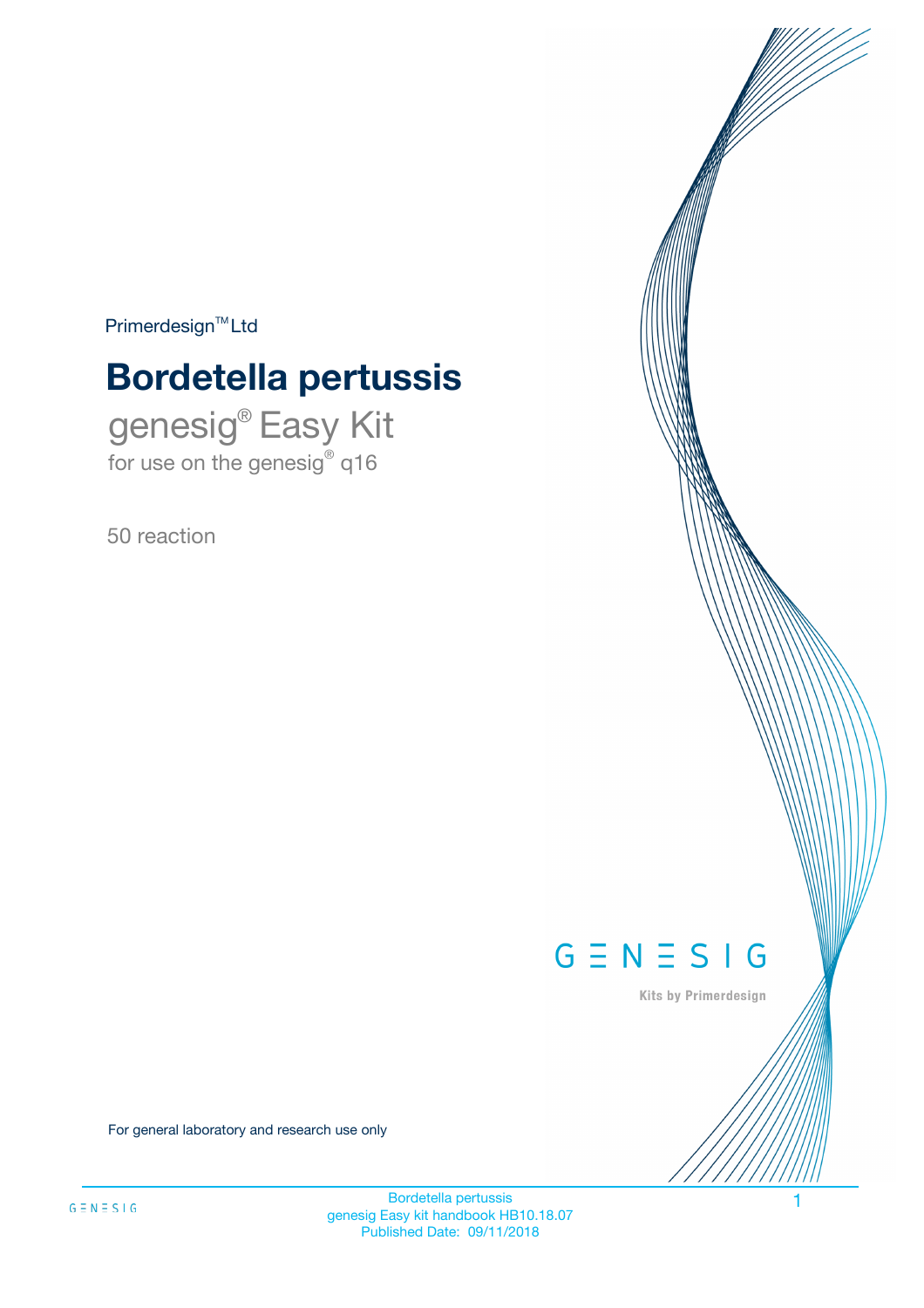Primerdesign™ Ltd

# Bordetella pertussis

## genesig® Easy Kit

for use on the genesig® q16

50 reaction

GENESIG

Kits by Primerdesign

For general laboratory and research use only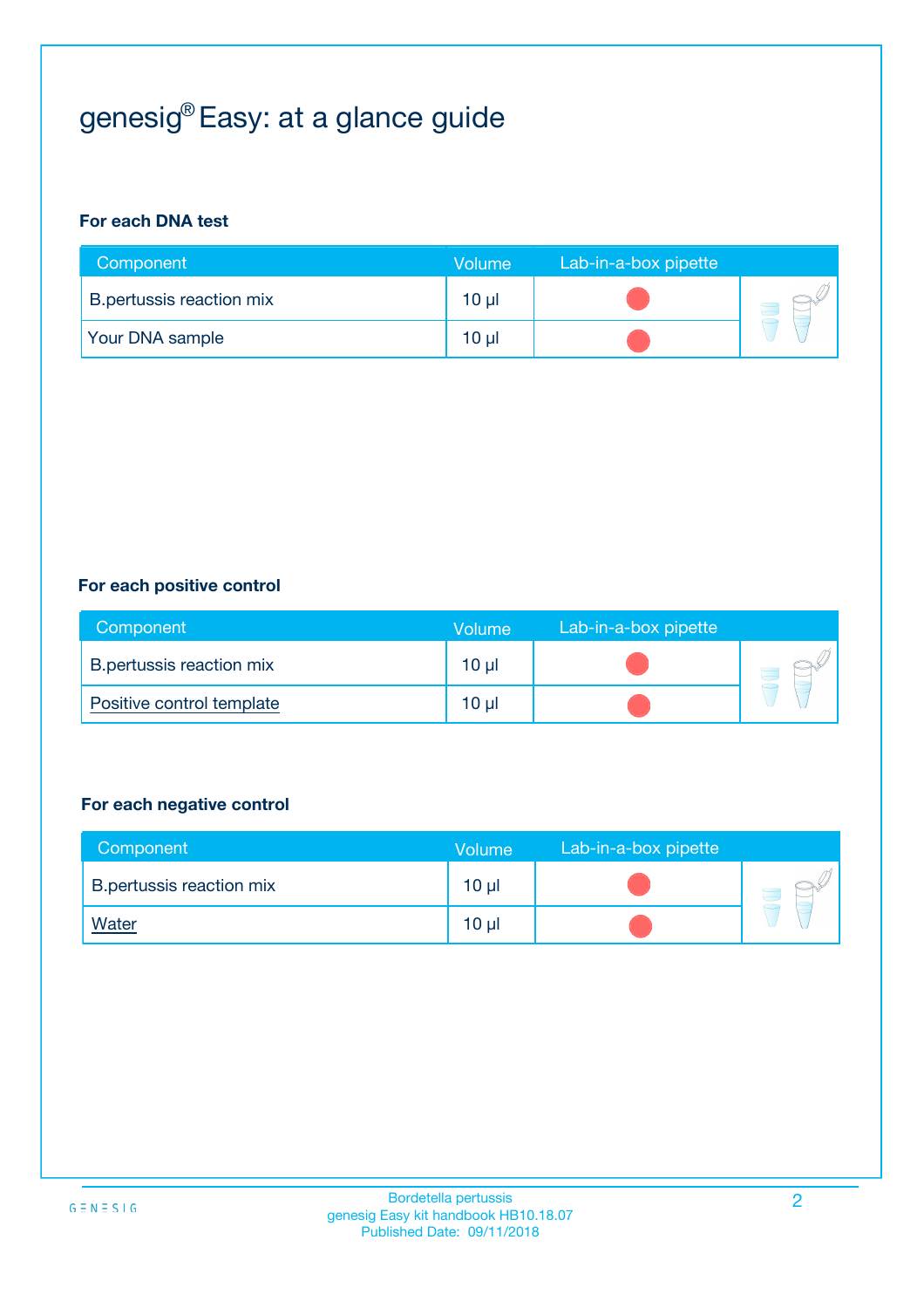# genesig® Easy: at a glance guide

**For each DNA test**

| Component | Volume | Lab-in-a-box pipette |
|---|---|---|
| B.pertussis reaction mix | 10 µl | |
| Your DNA sample | 10 µl | |

**For each positive control**

| Component | Volume | Lab-in-a-box pipette |
|---|---|---|
| B.pertussis reaction mix | 10 µl | |
| Positive control template | 10 µl | |

**For each negative control**

| Component | Volume | Lab-in-a-box pipette |
|---|---|---|
| B.pertussis reaction mix | 10 µl | |
| Water | 10 µl | |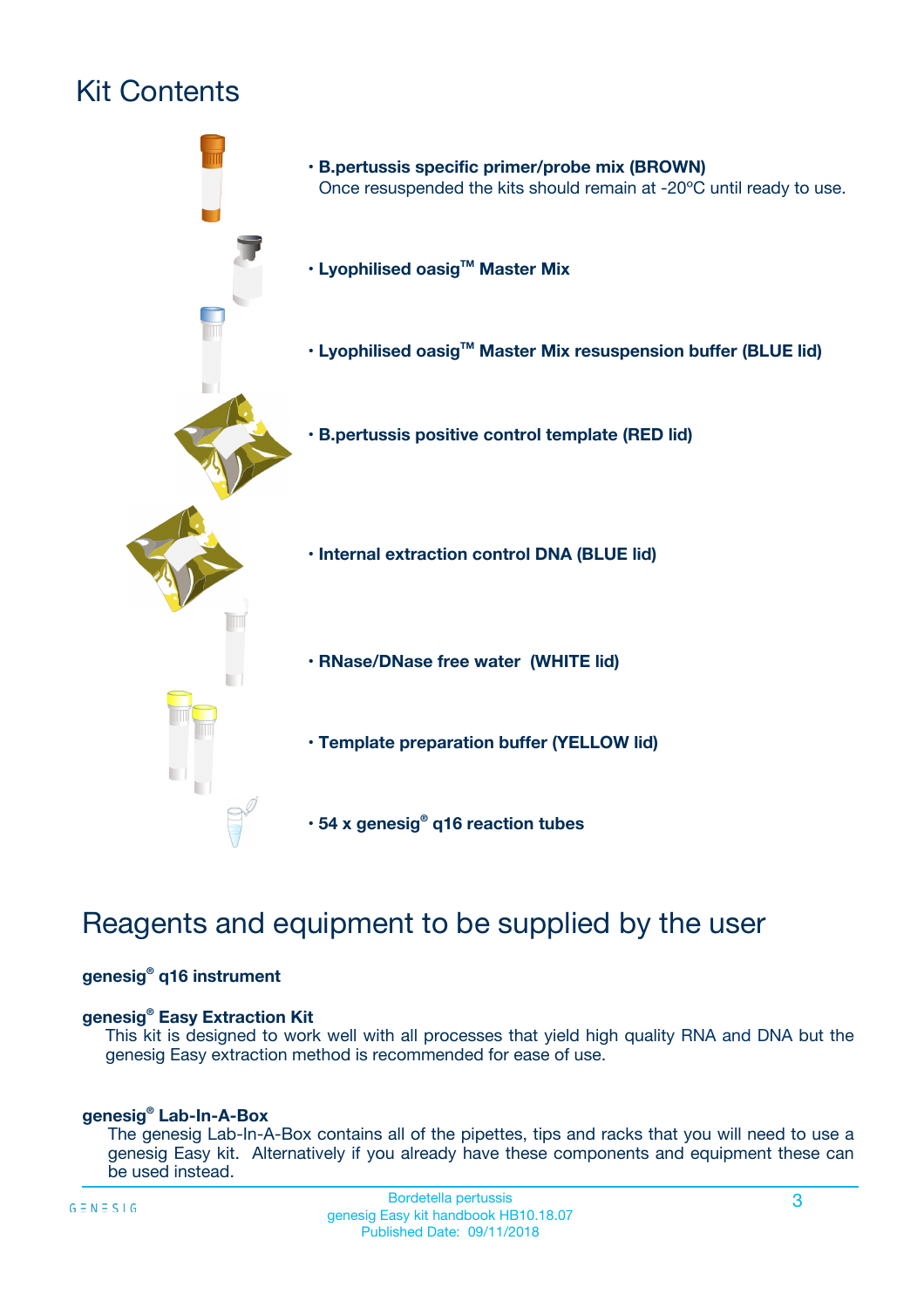# Kit Contents

- **B.pertussis specific primer/probe mix (BROWN)**
  Once resuspended the kits should remain at -20ºC until ready to use.
- **Lyophilised oasig™ Master Mix**
- **Lyophilised oasig™ Master Mix resuspension buffer (BLUE lid)**
- **B.pertussis positive control template (RED lid)**
- **Internal extraction control DNA (BLUE lid)**
- **RNase/DNase free water (WHITE lid)**
- **Template preparation buffer (YELLOW lid)**
- **54 x genesig® q16 reaction tubes**

# Reagents and equipment to be supplied by the user

**genesig® q16 instrument**

**genesig® Easy Extraction Kit**
This kit is designed to work well with all processes that yield high quality RNA and DNA but the genesig Easy extraction method is recommended for ease of use.

**genesig® Lab-In-A-Box**
The genesig Lab-In-A-Box contains all of the pipettes, tips and racks that you will need to use a genesig Easy kit. Alternatively if you already have these components and equipment these can be used instead.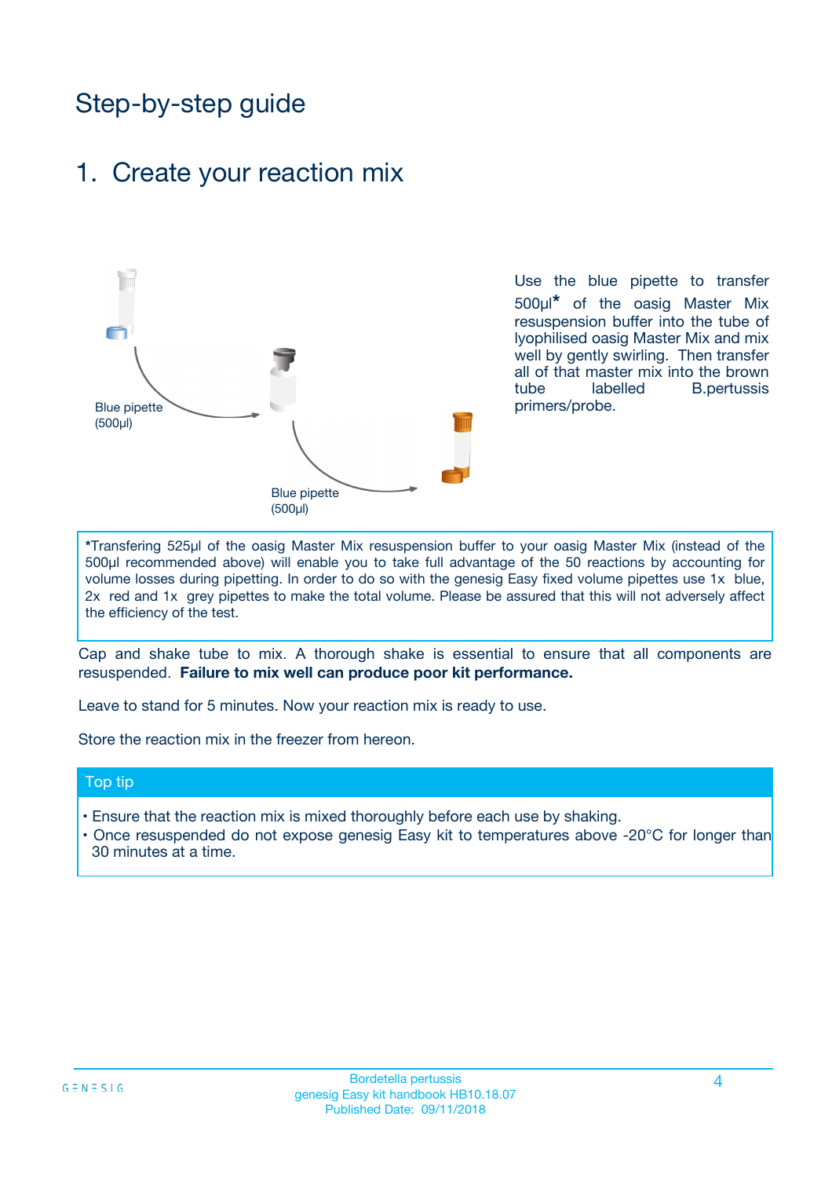# Step-by-step guide

## 1. Create your reaction mix

Blue pipette (500µl)

Blue pipette (500µl)

Use the blue pipette to transfer 500µl* of the oasig Master Mix resuspension buffer into the tube of lyophilised oasig Master Mix and mix well by gently swirling. Then transfer all of that master mix into the brown tube labelled B.pertussis primers/probe.

*Transfering 525µl of the oasig Master Mix resuspension buffer to your oasig Master Mix (instead of the 500µl recommended above) will enable you to take full advantage of the 50 reactions by accounting for volume losses during pipetting. In order to do so with the genesig Easy fixed volume pipettes use 1x blue, 2x red and 1x grey pipettes to make the total volume. Please be assured that this will not adversely affect the efficiency of the test.

Cap and shake tube to mix. A thorough shake is essential to ensure that all components are resuspended. **Failure to mix well can produce poor kit performance.**

Leave to stand for 5 minutes. Now your reaction mix is ready to use.

Store the reaction mix in the freezer from hereon.

### Top tip

- Ensure that the reaction mix is mixed thoroughly before each use by shaking.
- Once resuspended do not expose genesig Easy kit to temperatures above -20°C for longer than 30 minutes at a time.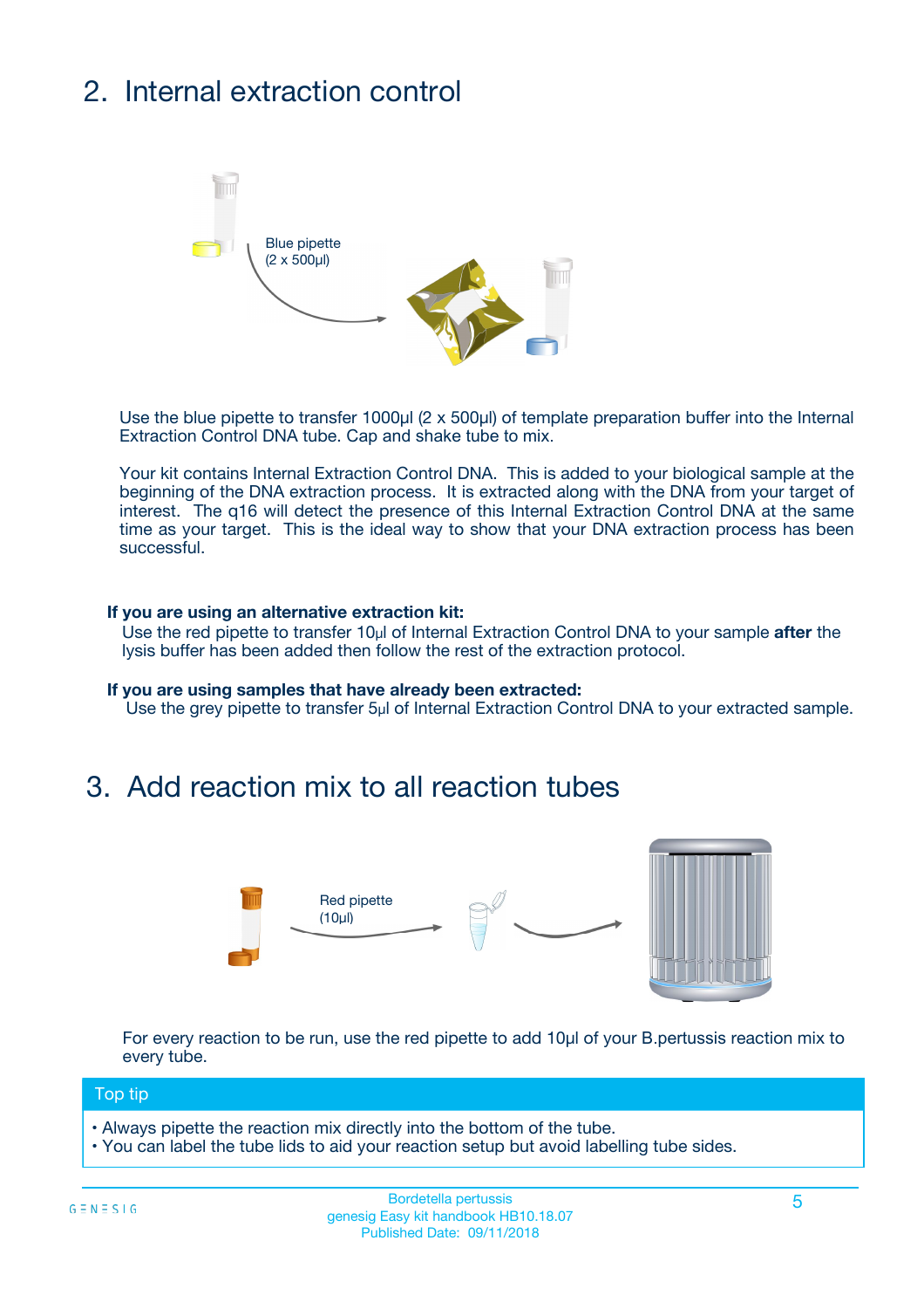## 2. Internal extraction control

Blue pipette
(2 x 500µl)

Use the blue pipette to transfer 1000µl (2 x 500µl) of template preparation buffer into the Internal Extraction Control DNA tube. Cap and shake tube to mix.

Your kit contains Internal Extraction Control DNA. This is added to your biological sample at the beginning of the DNA extraction process. It is extracted along with the DNA from your target of interest. The q16 will detect the presence of this Internal Extraction Control DNA at the same time as your target. This is the ideal way to show that your DNA extraction process has been successful.

**If you are using an alternative extraction kit:**
Use the red pipette to transfer 10µl of Internal Extraction Control DNA to your sample **after** the lysis buffer has been added then follow the rest of the extraction protocol.

**If you are using samples that have already been extracted:**
Use the grey pipette to transfer 5µl of Internal Extraction Control DNA to your extracted sample.

## 3. Add reaction mix to all reaction tubes

Red pipette
(10µl)

For every reaction to be run, use the red pipette to add 10µl of your B.pertussis reaction mix to every tube.

**Top tip**

- Always pipette the reaction mix directly into the bottom of the tube.
- You can label the tube lids to aid your reaction setup but avoid labelling tube sides.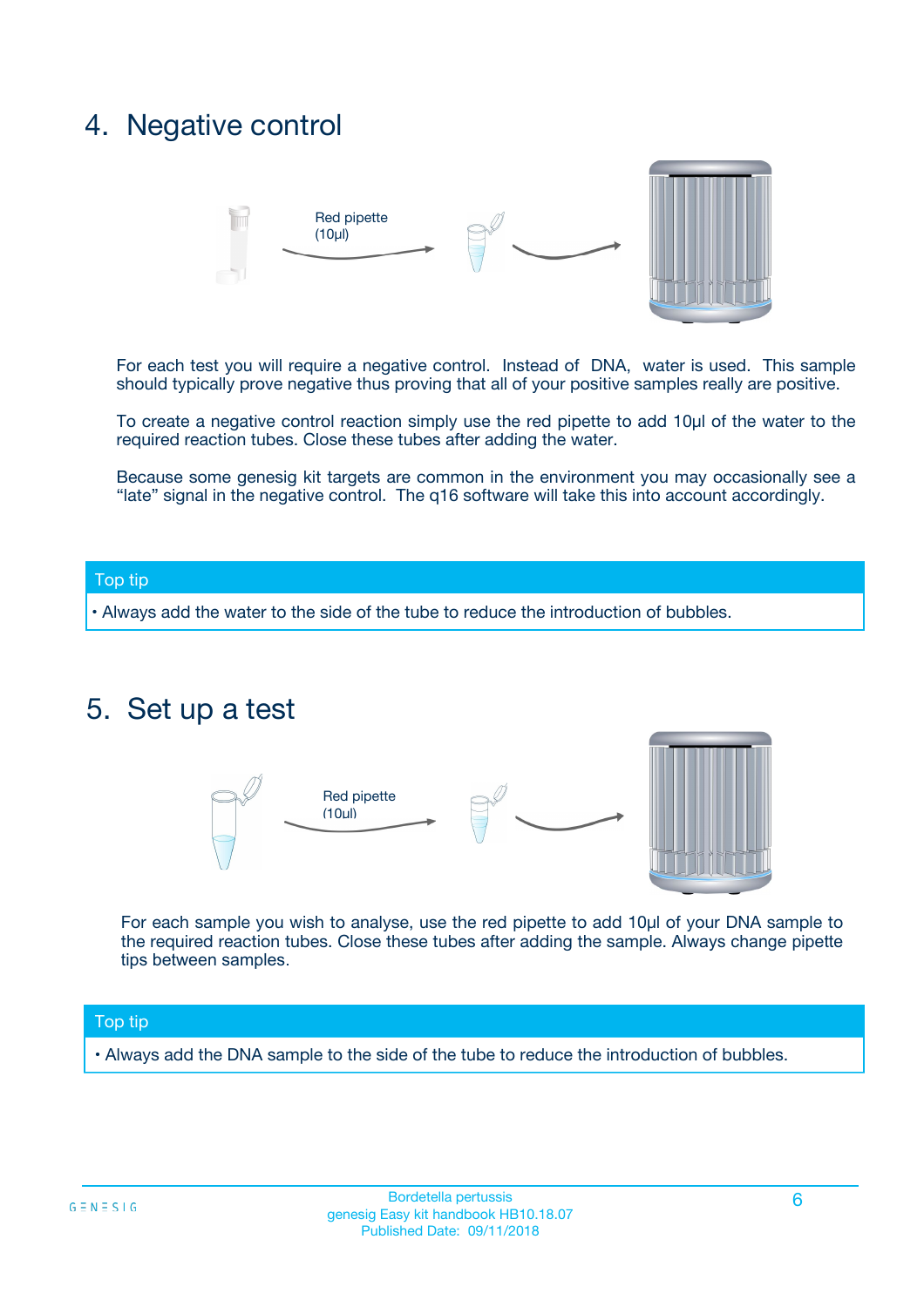## 4. Negative control

Red pipette (10µl)

For each test you will require a negative control. Instead of DNA, water is used. This sample should typically prove negative thus proving that all of your positive samples really are positive.

To create a negative control reaction simply use the red pipette to add 10µl of the water to the required reaction tubes. Close these tubes after adding the water.

Because some genesig kit targets are common in the environment you may occasionally see a "late" signal in the negative control. The q16 software will take this into account accordingly.

**Top tip**

- Always add the water to the side of the tube to reduce the introduction of bubbles.

## 5. Set up a test

Red pipette (10µl)

For each sample you wish to analyse, use the red pipette to add 10µl of your DNA sample to the required reaction tubes. Close these tubes after adding the sample. Always change pipette tips between samples.

**Top tip**

- Always add the DNA sample to the side of the tube to reduce the introduction of bubbles.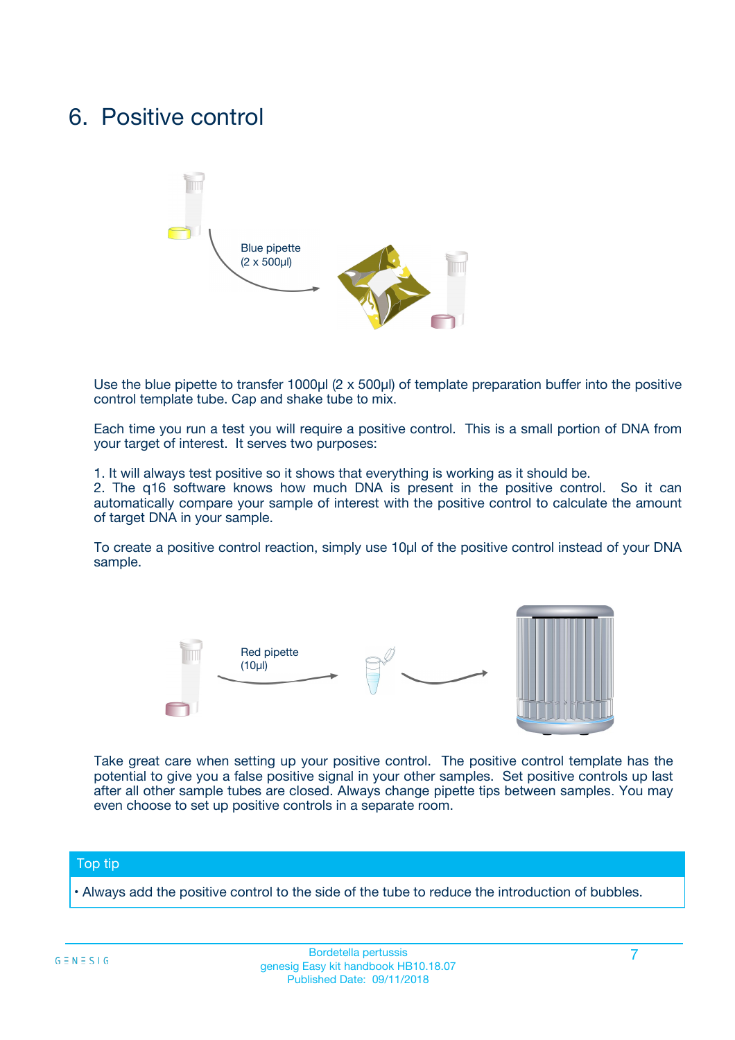# 6. Positive control

Blue pipette
(2 x 500µl)

Use the blue pipette to transfer 1000µl (2 x 500µl) of template preparation buffer into the positive control template tube. Cap and shake tube to mix.

Each time you run a test you will require a positive control. This is a small portion of DNA from your target of interest. It serves two purposes:

1. It will always test positive so it shows that everything is working as it should be.
2. The q16 software knows how much DNA is present in the positive control. So it can automatically compare your sample of interest with the positive control to calculate the amount of target DNA in your sample.

To create a positive control reaction, simply use 10µl of the positive control instead of your DNA sample.

Red pipette
(10µl)

Take great care when setting up your positive control. The positive control template has the potential to give you a false positive signal in your other samples. Set positive controls up last after all other sample tubes are closed. Always change pipette tips between samples. You may even choose to set up positive controls in a separate room.

**Top tip**

- Always add the positive control to the side of the tube to reduce the introduction of bubbles.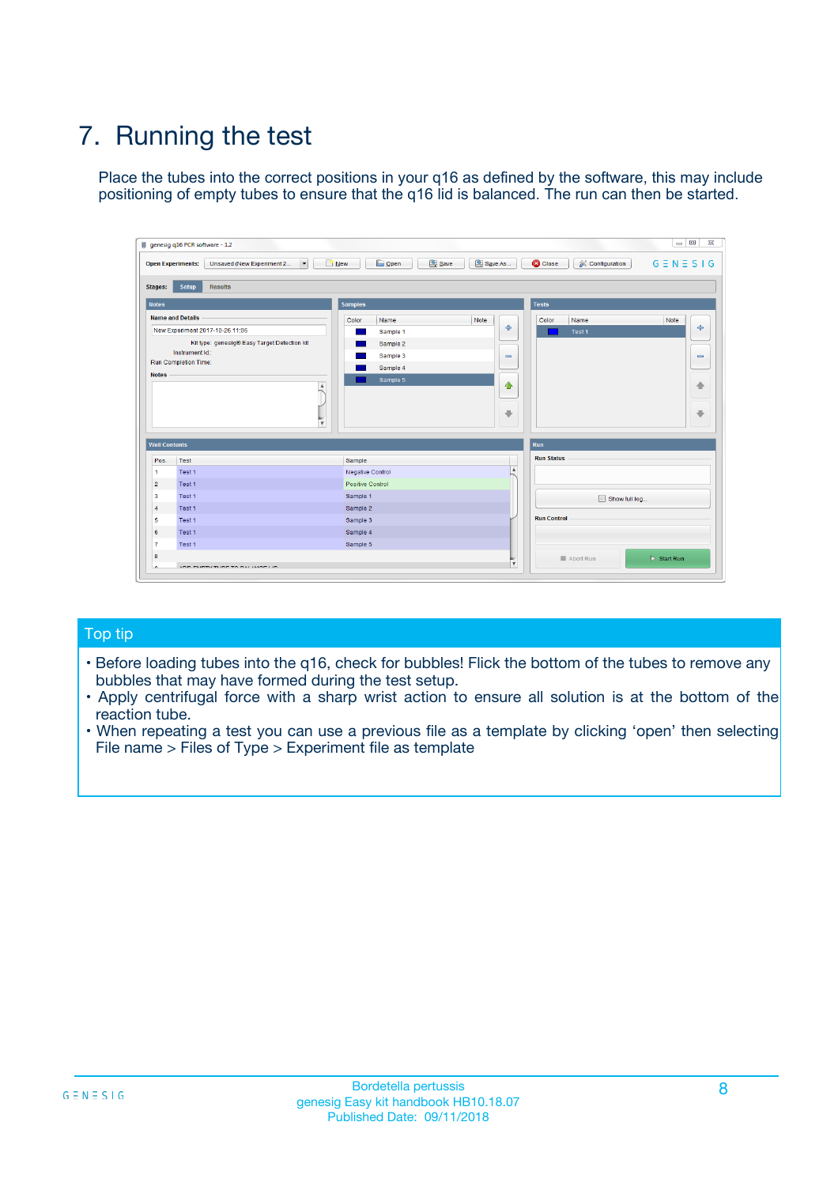# 7. Running the test

Place the tubes into the correct positions in your q16 as defined by the software, this may include positioning of empty tubes to ensure that the q16 lid is balanced. The run can then be started.

## Top tip

- Before loading tubes into the q16, check for bubbles! Flick the bottom of the tubes to remove any bubbles that may have formed during the test setup.
- Apply centrifugal force with a sharp wrist action to ensure all solution is at the bottom of the reaction tube.
- When repeating a test you can use a previous file as a template by clicking 'open' then selecting File name > Files of Type > Experiment file as template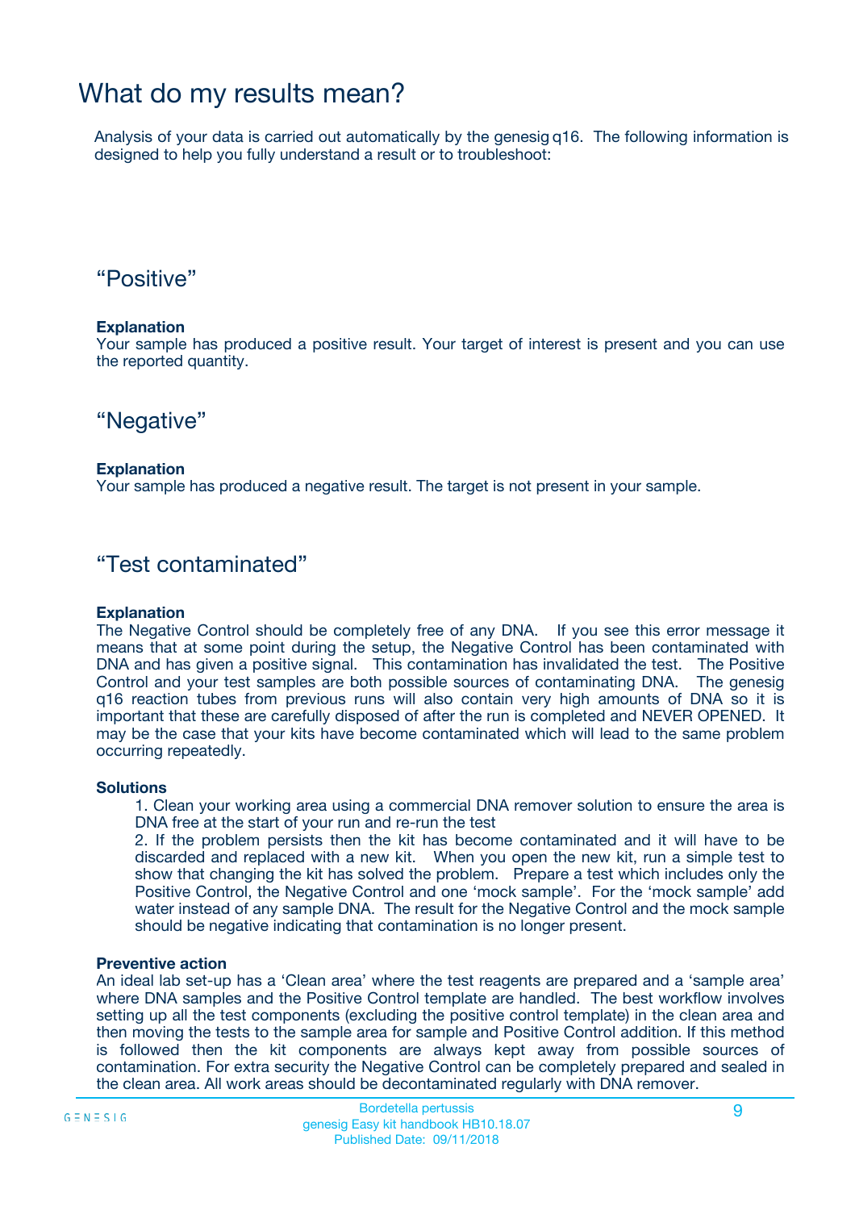# What do my results mean?

Analysis of your data is carried out automatically by the genesig q16. The following information is designed to help you fully understand a result or to troubleshoot:

## “Positive”

**Explanation**
Your sample has produced a positive result. Your target of interest is present and you can use the reported quantity.

## “Negative”

**Explanation**
Your sample has produced a negative result. The target is not present in your sample.

## “Test contaminated”

**Explanation**
The Negative Control should be completely free of any DNA. If you see this error message it means that at some point during the setup, the Negative Control has been contaminated with DNA and has given a positive signal. This contamination has invalidated the test. The Positive Control and your test samples are both possible sources of contaminating DNA. The genesig q16 reaction tubes from previous runs will also contain very high amounts of DNA so it is important that these are carefully disposed of after the run is completed and NEVER OPENED. It may be the case that your kits have become contaminated which will lead to the same problem occurring repeatedly.

**Solutions**

1. Clean your working area using a commercial DNA remover solution to ensure the area is DNA free at the start of your run and re-run the test
2. If the problem persists then the kit has become contaminated and it will have to be discarded and replaced with a new kit. When you open the new kit, run a simple test to show that changing the kit has solved the problem. Prepare a test which includes only the Positive Control, the Negative Control and one ‘mock sample’. For the ‘mock sample’ add water instead of any sample DNA. The result for the Negative Control and the mock sample should be negative indicating that contamination is no longer present.

**Preventive action**
An ideal lab set-up has a ‘Clean area’ where the test reagents are prepared and a ‘sample area’ where DNA samples and the Positive Control template are handled. The best workflow involves setting up all the test components (excluding the positive control template) in the clean area and then moving the tests to the sample area for sample and Positive Control addition. If this method is followed then the kit components are always kept away from possible sources of contamination. For extra security the Negative Control can be completely prepared and sealed in the clean area. All work areas should be decontaminated regularly with DNA remover.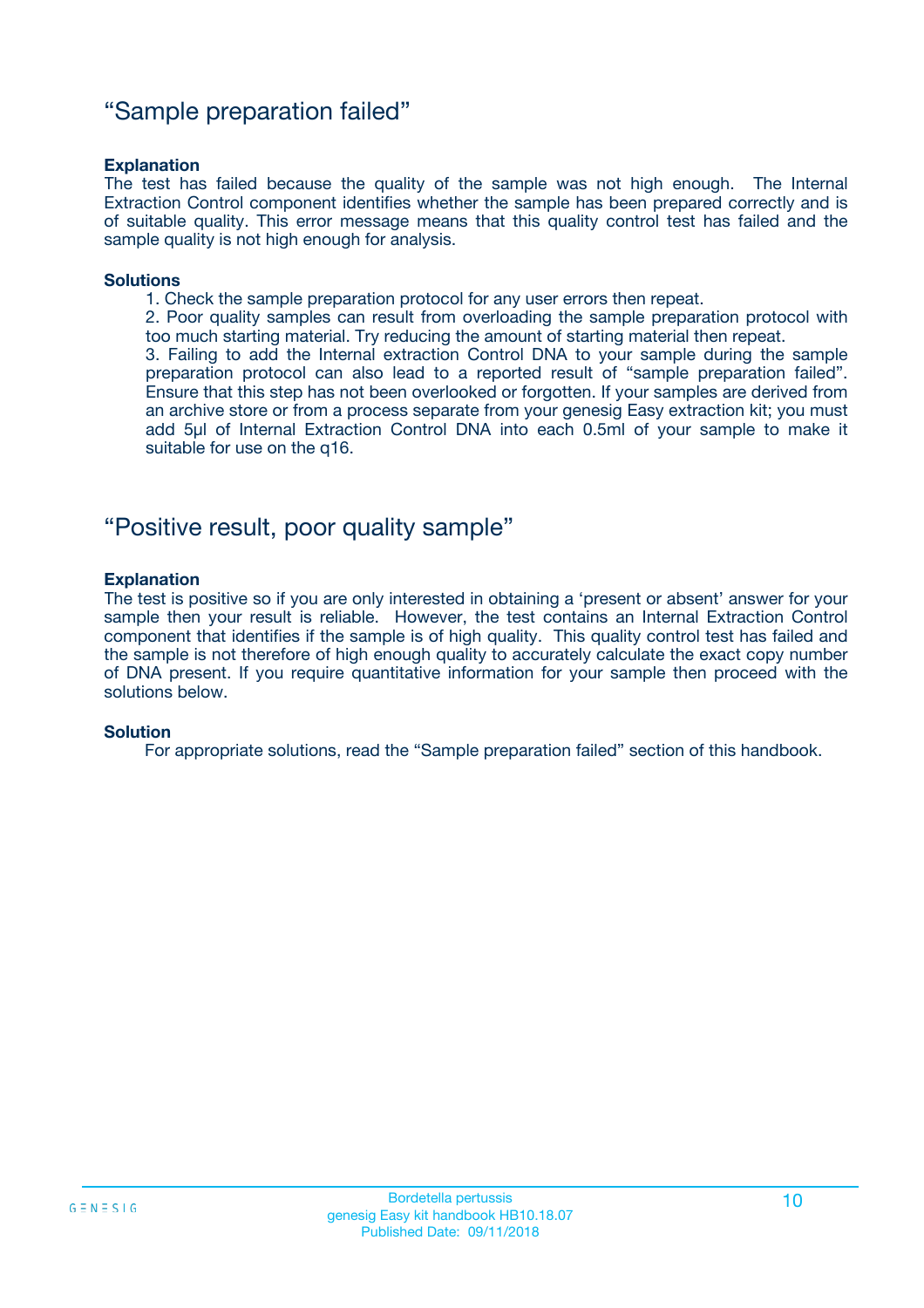## “Sample preparation failed”

**Explanation**

The test has failed because the quality of the sample was not high enough. The Internal Extraction Control component identifies whether the sample has been prepared correctly and is of suitable quality. This error message means that this quality control test has failed and the sample quality is not high enough for analysis.

**Solutions**

1. Check the sample preparation protocol for any user errors then repeat.
2. Poor quality samples can result from overloading the sample preparation protocol with too much starting material. Try reducing the amount of starting material then repeat.
3. Failing to add the Internal extraction Control DNA to your sample during the sample preparation protocol can also lead to a reported result of “sample preparation failed”. Ensure that this step has not been overlooked or forgotten. If your samples are derived from an archive store or from a process separate from your genesig Easy extraction kit; you must add 5µl of Internal Extraction Control DNA into each 0.5ml of your sample to make it suitable for use on the q16.

## “Positive result, poor quality sample”

**Explanation**

The test is positive so if you are only interested in obtaining a ‘present or absent’ answer for your sample then your result is reliable. However, the test contains an Internal Extraction Control component that identifies if the sample is of high quality. This quality control test has failed and the sample is not therefore of high enough quality to accurately calculate the exact copy number of DNA present. If you require quantitative information for your sample then proceed with the solutions below.

**Solution**

For appropriate solutions, read the “Sample preparation failed” section of this handbook.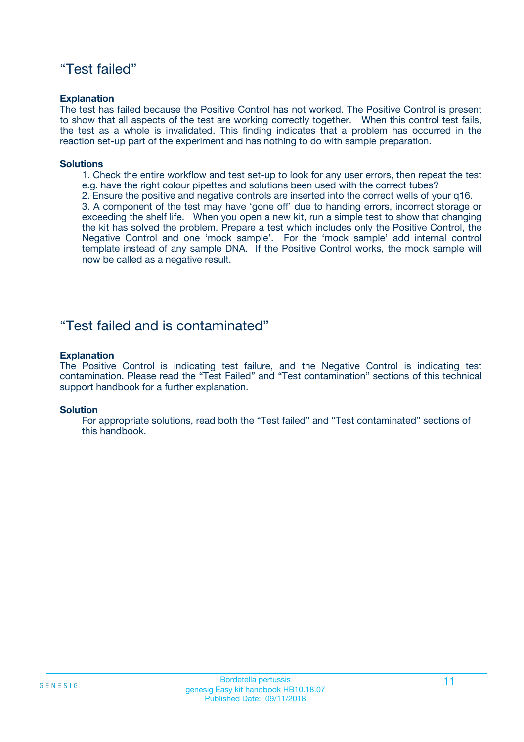## “Test failed”

**Explanation**

The test has failed because the Positive Control has not worked. The Positive Control is present to show that all aspects of the test are working correctly together. When this control test fails, the test as a whole is invalidated. This finding indicates that a problem has occurred in the reaction set-up part of the experiment and has nothing to do with sample preparation.

**Solutions**

1. Check the entire workflow and test set-up to look for any user errors, then repeat the test e.g. have the right colour pipettes and solutions been used with the correct tubes?
2. Ensure the positive and negative controls are inserted into the correct wells of your q16.
3. A component of the test may have ‘gone off’ due to handing errors, incorrect storage or exceeding the shelf life. When you open a new kit, run a simple test to show that changing the kit has solved the problem. Prepare a test which includes only the Positive Control, the Negative Control and one ‘mock sample’. For the ‘mock sample’ add internal control template instead of any sample DNA. If the Positive Control works, the mock sample will now be called as a negative result.

## “Test failed and is contaminated”

**Explanation**

The Positive Control is indicating test failure, and the Negative Control is indicating test contamination. Please read the “Test Failed” and “Test contamination” sections of this technical support handbook for a further explanation.

**Solution**

For appropriate solutions, read both the “Test failed” and “Test contaminated” sections of this handbook.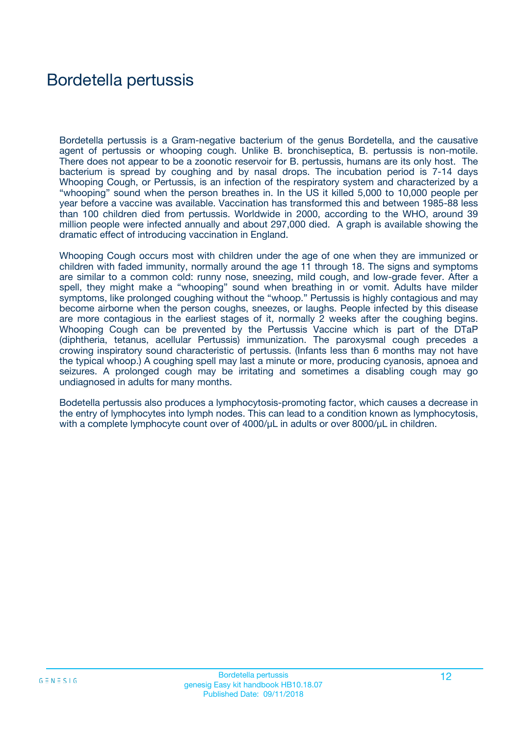# Bordetella pertussis

Bordetella pertussis is a Gram-negative bacterium of the genus Bordetella, and the causative agent of pertussis or whooping cough. Unlike B. bronchiseptica, B. pertussis is non-motile. There does not appear to be a zoonotic reservoir for B. pertussis, humans are its only host. The bacterium is spread by coughing and by nasal drops. The incubation period is 7-14 days Whooping Cough, or Pertussis, is an infection of the respiratory system and characterized by a "whooping" sound when the person breathes in. In the US it killed 5,000 to 10,000 people per year before a vaccine was available. Vaccination has transformed this and between 1985-88 less than 100 children died from pertussis. Worldwide in 2000, according to the WHO, around 39 million people were infected annually and about 297,000 died. A graph is available showing the dramatic effect of introducing vaccination in England.

Whooping Cough occurs most with children under the age of one when they are immunized or children with faded immunity, normally around the age 11 through 18. The signs and symptoms are similar to a common cold: runny nose, sneezing, mild cough, and low-grade fever. After a spell, they might make a "whooping" sound when breathing in or vomit. Adults have milder symptoms, like prolonged coughing without the "whoop." Pertussis is highly contagious and may become airborne when the person coughs, sneezes, or laughs. People infected by this disease are more contagious in the earliest stages of it, normally 2 weeks after the coughing begins. Whooping Cough can be prevented by the Pertussis Vaccine which is part of the DTaP (diphtheria, tetanus, acellular Pertussis) immunization. The paroxysmal cough precedes a crowing inspiratory sound characteristic of pertussis. (Infants less than 6 months may not have the typical whoop.) A coughing spell may last a minute or more, producing cyanosis, apnoea and seizures. A prolonged cough may be irritating and sometimes a disabling cough may go undiagnosed in adults for many months.

Bodetella pertussis also produces a lymphocytosis-promoting factor, which causes a decrease in the entry of lymphocytes into lymph nodes. This can lead to a condition known as lymphocytosis, with a complete lymphocyte count over of 4000/µL in adults or over 8000/µL in children.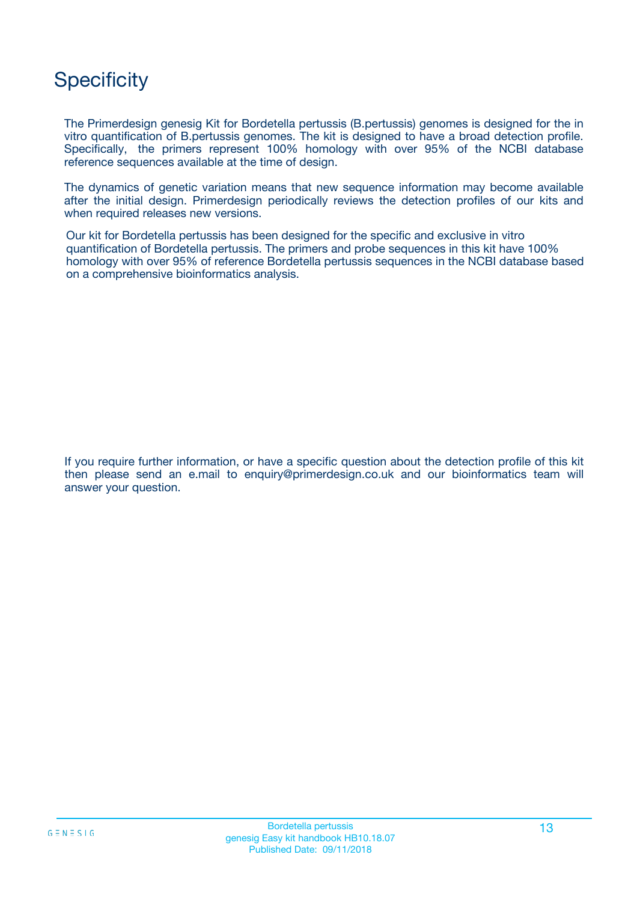# Specificity

The Primerdesign genesig Kit for Bordetella pertussis (B.pertussis) genomes is designed for the in vitro quantification of B.pertussis genomes. The kit is designed to have a broad detection profile. Specifically, the primers represent 100% homology with over 95% of the NCBI database reference sequences available at the time of design.

The dynamics of genetic variation means that new sequence information may become available after the initial design. Primerdesign periodically reviews the detection profiles of our kits and when required releases new versions.

Our kit for Bordetella pertussis has been designed for the specific and exclusive in vitro quantification of Bordetella pertussis. The primers and probe sequences in this kit have 100% homology with over 95% of reference Bordetella pertussis sequences in the NCBI database based on a comprehensive bioinformatics analysis.

If you require further information, or have a specific question about the detection profile of this kit then please send an e.mail to enquiry@primerdesign.co.uk and our bioinformatics team will answer your question.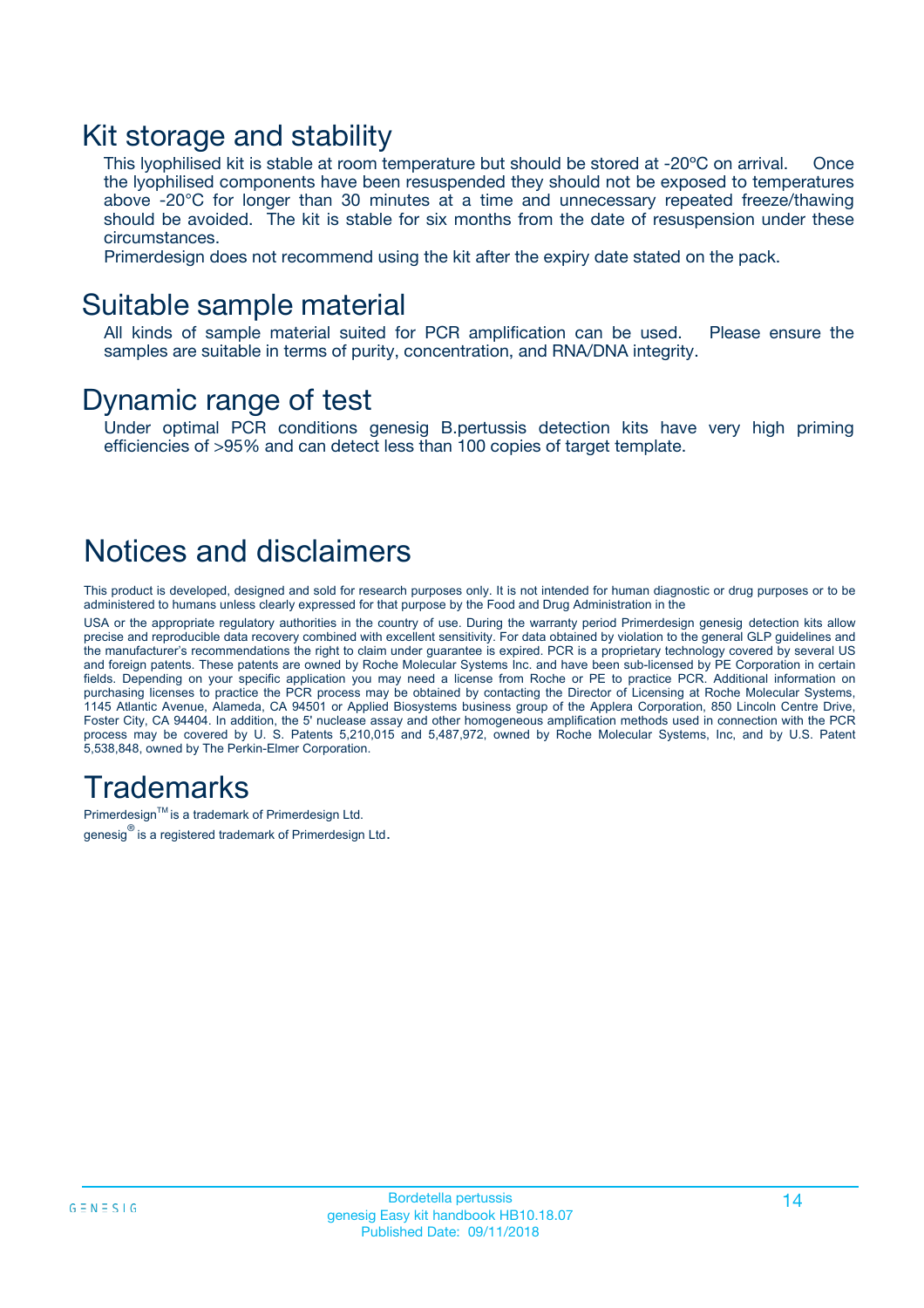# Kit storage and stability

This lyophilised kit is stable at room temperature but should be stored at -20ºC on arrival. Once the lyophilised components have been resuspended they should not be exposed to temperatures above -20°C for longer than 30 minutes at a time and unnecessary repeated freeze/thawing should be avoided. The kit is stable for six months from the date of resuspension under these circumstances.

Primerdesign does not recommend using the kit after the expiry date stated on the pack.

# Suitable sample material

All kinds of sample material suited for PCR amplification can be used. Please ensure the samples are suitable in terms of purity, concentration, and RNA/DNA integrity.

# Dynamic range of test

Under optimal PCR conditions genesig B.pertussis detection kits have very high priming efficiencies of >95% and can detect less than 100 copies of target template.

# Notices and disclaimers

This product is developed, designed and sold for research purposes only. It is not intended for human diagnostic or drug purposes or to be administered to humans unless clearly expressed for that purpose by the Food and Drug Administration in the

USA or the appropriate regulatory authorities in the country of use. During the warranty period Primerdesign genesig detection kits allow precise and reproducible data recovery combined with excellent sensitivity. For data obtained by violation to the general GLP guidelines and the manufacturer's recommendations the right to claim under guarantee is expired. PCR is a proprietary technology covered by several US and foreign patents. These patents are owned by Roche Molecular Systems Inc. and have been sub-licensed by PE Corporation in certain fields. Depending on your specific application you may need a license from Roche or PE to practice PCR. Additional information on purchasing licenses to practice the PCR process may be obtained by contacting the Director of Licensing at Roche Molecular Systems, 1145 Atlantic Avenue, Alameda, CA 94501 or Applied Biosystems business group of the Applera Corporation, 850 Lincoln Centre Drive, Foster City, CA 94404. In addition, the 5' nuclease assay and other homogeneous amplification methods used in connection with the PCR process may be covered by U. S. Patents 5,210,015 and 5,487,972, owned by Roche Molecular Systems, Inc, and by U.S. Patent 5,538,848, owned by The Perkin-Elmer Corporation.

# Trademarks

Primerdesign™ is a trademark of Primerdesign Ltd.

genesig® is a registered trademark of Primerdesign Ltd.